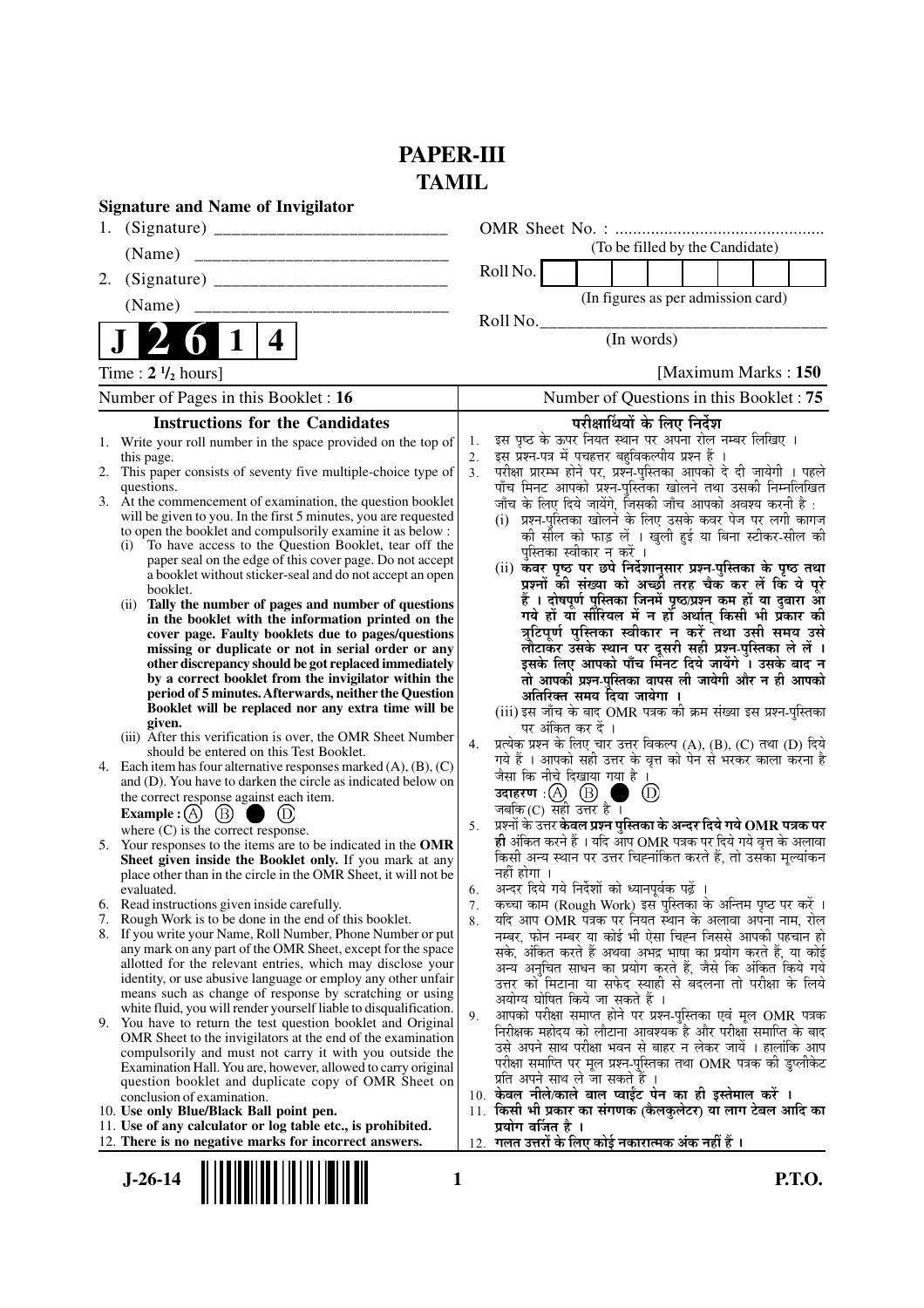# PAPER-III
# TAMIL

**Signature and Name of Invigilator**

1. (Signature) \_\_\_\_\_\_\_\_\_\_\_\_\_\_\_\_\_\_\_\_\_\_\_\_\_\_

   (Name) \_\_\_\_\_\_\_\_\_\_\_\_\_\_\_\_\_\_\_\_\_\_\_\_\_\_\_\_

2. (Signature) \_\_\_\_\_\_\_\_\_\_\_\_\_\_\_\_\_\_\_\_\_\_\_\_\_\_

   (Name) \_\_\_\_\_\_\_\_\_\_\_\_\_\_\_\_\_\_\_\_\_\_\_\_\_\_\_\_

OMR Sheet No. : ...............................................

(To be filled by the Candidate)

Roll No. | | | | | | | | |

(In figures as per admission card)

Roll No.\_\_\_\_\_\_\_\_\_\_\_\_\_\_\_\_\_\_\_\_\_\_\_\_\_\_\_\_\_\_\_\_\_\_

(In words)

**J 2 6 1 4**

Time : **2 ½ hours**] [Maximum Marks : **150**

Number of Pages in this Booklet : **16** | Number of Questions in this Booklet : **75**

## Instructions for the Candidates

1. Write your roll number in the space provided on the top of this page.
2. This paper consists of seventy five multiple-choice type of questions.
3. At the commencement of examination, the question booklet will be given to you. In the first 5 minutes, you are requested to open the booklet and compulsorily examine it as below :
   (i) To have access to the Question Booklet, tear off the paper seal on the edge of this cover page. Do not accept a booklet without sticker-seal and do not accept an open booklet.
   (ii) **Tally the number of pages and number of questions in the booklet with the information printed on the cover page. Faulty booklets due to pages/questions missing or duplicate or not in serial order or any other discrepancy should be got replaced immediately by a correct booklet from the invigilator within the period of 5 minutes. Afterwards, neither the Question Booklet will be replaced nor any extra time will be given.**
   (iii) After this verification is over, the OMR Sheet Number should be entered on this Test Booklet.
4. Each item has four alternative responses marked (A), (B), (C) and (D). You have to darken the circle as indicated below on the correct response against each item.
   **Example :** (A) (B) ● (D)
   where (C) is the correct response.
5. Your responses to the items are to be indicated in the **OMR Sheet given inside the Booklet only.** If you mark at any place other than in the circle in the OMR Sheet, it will not be evaluated.
6. Read instructions given inside carefully.
7. Rough Work is to be done in the end of this booklet.
8. If you write your Name, Roll Number, Phone Number or put any mark on any part of the OMR Sheet, except for the space allotted for the relevant entries, which may disclose your identity, or use abusive language or employ any other unfair means such as change of response by scratching or using white fluid, you will render yourself liable to disqualification.
9. You have to return the test question booklet and Original OMR Sheet to the invigilators at the end of the examination compulsorily and must not carry it with you outside the Examination Hall. You are, however, allowed to carry original question booklet and duplicate copy of OMR Sheet on conclusion of examination.
10. **Use only Blue/Black Ball point pen.**
11. **Use of any calculator or log table etc., is prohibited.**
12. **There is no negative marks for incorrect answers.**

## परीक्षार्थियों के लिए निर्देश

1. इस पृष्ठ के ऊपर नियत स्थान पर अपना रोल नम्बर लिखिए ।
2. इस प्रश्न-पत्र में पचहत्तर बहुविकल्पीय प्रश्न हैं ।
3. परीक्षा प्रारम्भ होने पर, प्रश्न-पुस्तिका आपको दे दी जायेगी । पहले पाँच मिनट आपको प्रश्न-पुस्तिका खोलने तथा उसकी निम्नलिखित जाँच के लिए दिये जायेंगे, जिसकी जाँच आपको अवश्य करनी है :
   (i) प्रश्न-पुस्तिका खोलने के लिए उसके कवर पेज पर लगी कागज की सील को फाड़ लें । खुली हुई या बिना स्टीकर-सील की पुस्तिका स्वीकार न करें ।
   (ii) **कवर पृष्ठ पर छपे निर्देशानुसार प्रश्न-पुस्तिका के पृष्ठ तथा प्रश्नों की संख्या को अच्छी तरह चैक कर लें कि ये पूरे हैं । दोषपूर्ण पुस्तिका जिनमें पृष्ठ/प्रश्न कम हों या दुबारा आ गये हों या सीरियल में न हों अर्थात् किसी भी प्रकार की त्रुटिपूर्ण पुस्तिका स्वीकार न करें तथा उसी समय उसे लौटाकर उसके स्थान पर दूसरी सही प्रश्न-पुस्तिका ले लें । इसके लिए आपको पाँच मिनट दिये जायेंगे । उसके बाद न तो आपकी प्रश्न-पुस्तिका वापस ली जायेगी और न ही आपको अतिरिक्त समय दिया जायेगा ।**
   (iii) इस जाँच के बाद OMR पत्रक की क्रम संख्या इस प्रश्न-पुस्तिका पर अंकित कर दें ।
4. प्रत्येक प्रश्न के लिए चार उत्तर विकल्प (A), (B), (C) तथा (D) दिये गये हैं । आपको सही उत्तर के वृत्त को पेन से भरकर काला करना है जैसा कि नीचे दिखाया गया है ।
   **उदाहरण :** (A) (B) ● (D)
   जबकि (C) सही उत्तर है ।
5. प्रश्नों के उत्तर **केवल प्रश्न पुस्तिका के अन्दर दिये गये OMR पत्रक पर ही** अंकित करने हैं । यदि आप OMR पत्रक पर दिये गये वृत्त के अलावा किसी अन्य स्थान पर उत्तर चिह्नांकित करते हैं, तो उसका मूल्यांकन नहीं होगा ।
6. अन्दर दिये गये निर्देशों को ध्यानपूर्वक पढ़ें ।
7. कच्चा काम (Rough Work) इस पुस्तिका के अन्तिम पृष्ठ पर करें ।
8. यदि आप OMR पत्रक पर नियत स्थान के अलावा अपना नाम, रोल नम्बर, फोन नम्बर या कोई भी ऐसा चिह्न जिससे आपकी पहचान हो सके, अंकित करते हैं अथवा अभद्र भाषा का प्रयोग करते हैं, या कोई अन्य अनुचित साधन का प्रयोग करते हैं, जैसे कि अंकित किये गये उत्तर को मिटाना या सफेद स्याही से बदलना तो परीक्षा के लिये अयोग्य घोषित किये जा सकते हैं ।
9. आपको परीक्षा समाप्त होने पर प्रश्न-पुस्तिका एवं मूल OMR पत्रक निरीक्षक महोदय को लौटाना आवश्यक है और परीक्षा समाप्ति के बाद उसे अपने साथ परीक्षा भवन से बाहर न लेकर जायें । हालांकि आप परीक्षा समाप्ति पर मूल प्रश्न-पुस्तिका तथा OMR पत्रक की डुप्लीकेट प्रति अपने साथ ले जा सकते हैं ।
10. **केवल नीले/काले बाल प्वाईंट पेन का ही इस्तेमाल करें ।**
11. **किसी भी प्रकार का संगणक (कैलकुलेटर) या लाग टेबल आदि का प्रयोग वर्जित है ।**
12. **गलत उत्तरों के लिए कोई नकारात्मक अंक नहीं हैं ।**

J-26-14 **P.T.O.**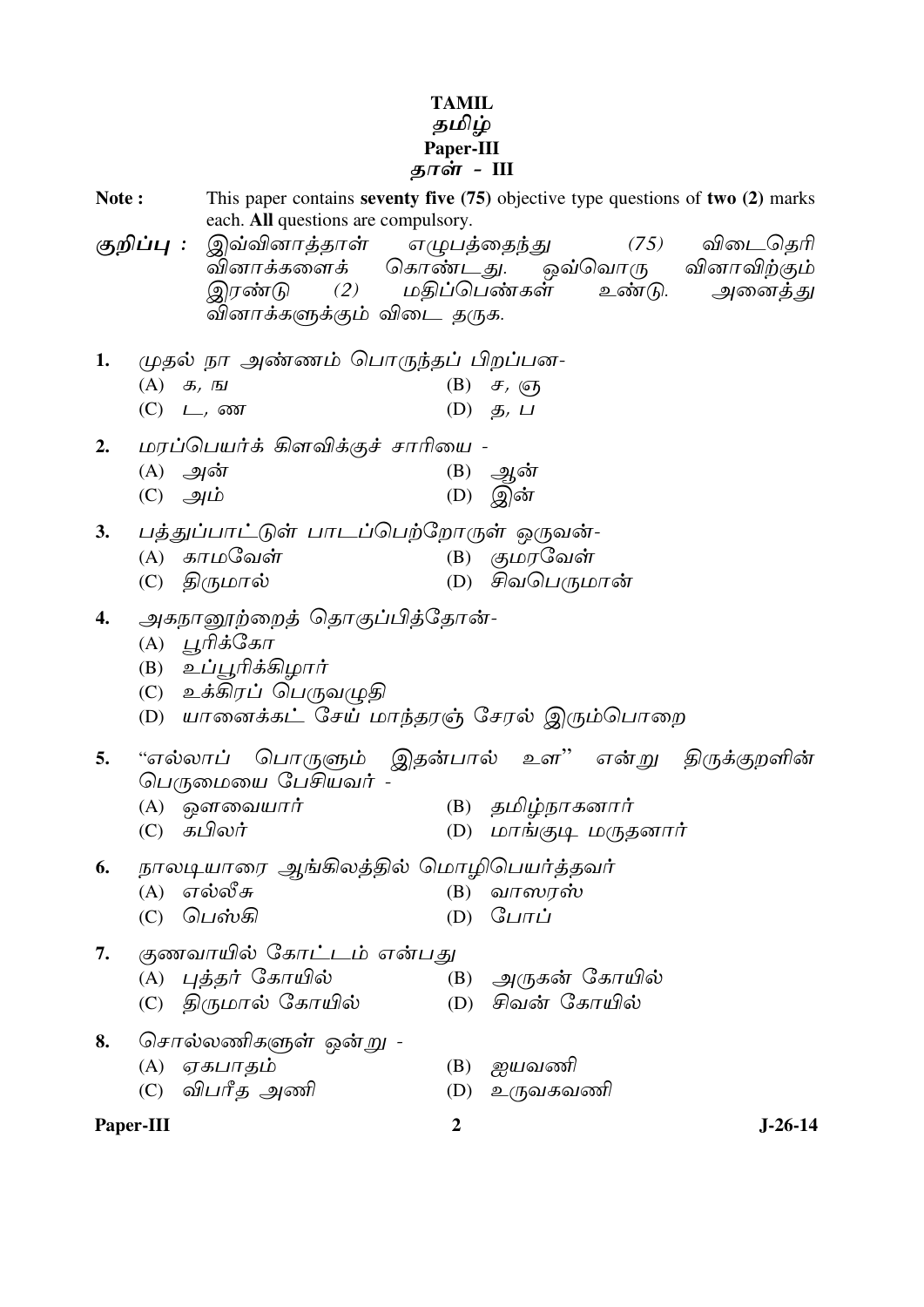**TAMIL**
**தமிழ்**
**Paper-III**
**தாள் - III**

**Note :** This paper contains **seventy five (75)** objective type questions of **two (2)** marks each. **All** questions are compulsory.

**குறிப்பு :** இவ்வினாத்தாள் எழுபத்தைந்து (75) விடைதெரி வினாக்களைக் கொண்டது. ஒவ்வொரு வினாவிற்கும் இரண்டு (2) மதிப்பெண்கள் உண்டு. அனைத்து வினாக்களுக்கும் விடை தருக.

1. முதல் நா அண்ணம் பொருந்தப் பிறப்பன-
   (A) க, ங
   (B) ச, ஞ
   (C) ட, ண
   (D) த, ப

2. மரப்பெயர்க் கிளவிக்குச் சாரியை -
   (A) அன்
   (B) ஆன்
   (C) அம்
   (D) இன்

3. பத்துப்பாட்டுள் பாடப்பெற்றோருள் ஒருவன்-
   (A) காமவேள்
   (B) குமரவேள்
   (C) திருமால்
   (D) சிவபெருமான்

4. அகநானூற்றைத் தொகுப்பித்தோன்-
   (A) பூரிக்கோ
   (B) உப்பூரிக்கிழார்
   (C) உக்கிரப் பெருவழுதி
   (D) யானைக்கட் சேய் மாந்தரஞ் சேரல் இரும்பொறை

5. "எல்லாப் பொருளும் இதன்பால் உள" என்று திருக்குறளின் பெருமையை பேசியவர் -
   (A) ஔவையார்
   (B) தமிழ்நாகனார்
   (C) கபிலர்
   (D) மாங்குடி மருதனார்

6. நாலடியாரை ஆங்கிலத்தில் மொழிபெயர்த்தவர்
   (A) எல்லீசு
   (B) வாஸரஸ்
   (C) பெஸ்கி
   (D) போப்

7. குணவாயில் கோட்டம் என்பது
   (A) புத்தர் கோயில்
   (B) அருகன் கோயில்
   (C) திருமால் கோயில்
   (D) சிவன் கோயில்

8. சொல்லணிகளுள் ஒன்று -
   (A) ஏகபாதம்
   (B) ஐயவணி
   (C) விபரீத அணி
   (D) உருவகவணி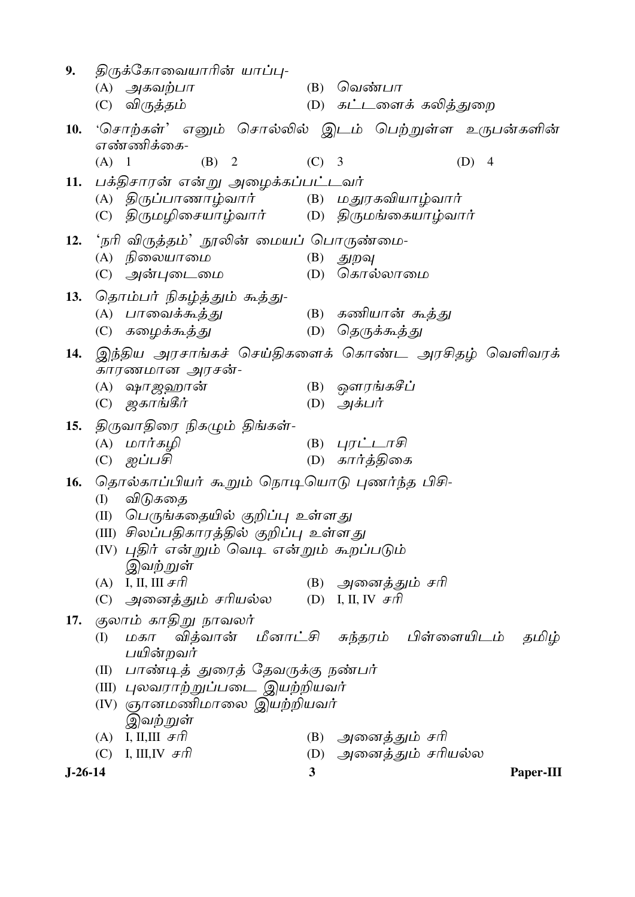9. திருக்கோவையாரின் யாப்பு-
   (A) அகவற்பா (B) வெண்பா
   (C) விருத்தம் (D) கட்டளைக் கலித்துறை

10. 'சொற்கள்' எனும் சொல்லில் இடம் பெற்றுள்ள உருபன்களின் எண்ணிக்கை-
    (A) 1 (B) 2 (C) 3 (D) 4

11. பக்திசாரன் என்று அழைக்கப்பட்டவர்
    (A) திருப்பாணாழ்வார் (B) மதுரகவியாழ்வார்
    (C) திருமழிசையாழ்வார் (D) திருமங்கையாழ்வார்

12. 'நரி விருத்தம்' நூலின் மையப் பொருண்மை-
    (A) நிலையாமை (B) துறவு
    (C) அன்புடைமை (D) கொல்லாமை

13. தொம்பர் நிகழ்த்தும் கூத்து-
    (A) பாவைக்கூத்து (B) கணியான் கூத்து
    (C) கழைக்கூத்து (D) தெருக்கூத்து

14. இந்திய அரசாங்கச் செய்திகளைக் கொண்ட அரசிதழ் வெளிவரக் காரணமான அரசன்-
    (A) ஷாஜஹான் (B) ஔரங்கசீப்
    (C) ஜகாங்கீர் (D) அக்பர்

15. திருவாதிரை நிகழும் திங்கள்-
    (A) மார்கழி (B) புரட்டாசி
    (C) ஐப்பசி (D) கார்த்திகை

16. தொல்காப்பியர் கூறும் நொடியொடு புணர்ந்த பிசி-
    (I) விடுகதை
    (II) பெருங்கதையில் குறிப்பு உள்ளது
    (III) சிலப்பதிகாரத்தில் குறிப்பு உள்ளது
    (IV) புதிர் என்றும் வெடி என்றும் கூறப்படும்
    இவற்றுள்
    (A) I, II, III சரி (B) அனைத்தும் சரி
    (C) அனைத்தும் சரியல்ல (D) I, II, IV சரி

17. குலாம் காதிறு நாவலர்
    (I) மகா வித்வான் மீனாட்சி சுந்தரம் பிள்ளையிடம் தமிழ் பயின்றவர்
    (II) பாண்டித் துரைத் தேவருக்கு நண்பர்
    (III) புலவராற்றுப்படை இயற்றியவர்
    (IV) ஞானமணிமாலை இயற்றியவர்
    இவற்றுள்
    (A) I, II,III சரி (B) அனைத்தும் சரி
    (C) I, III,IV சரி (D) அனைத்தும் சரியல்ல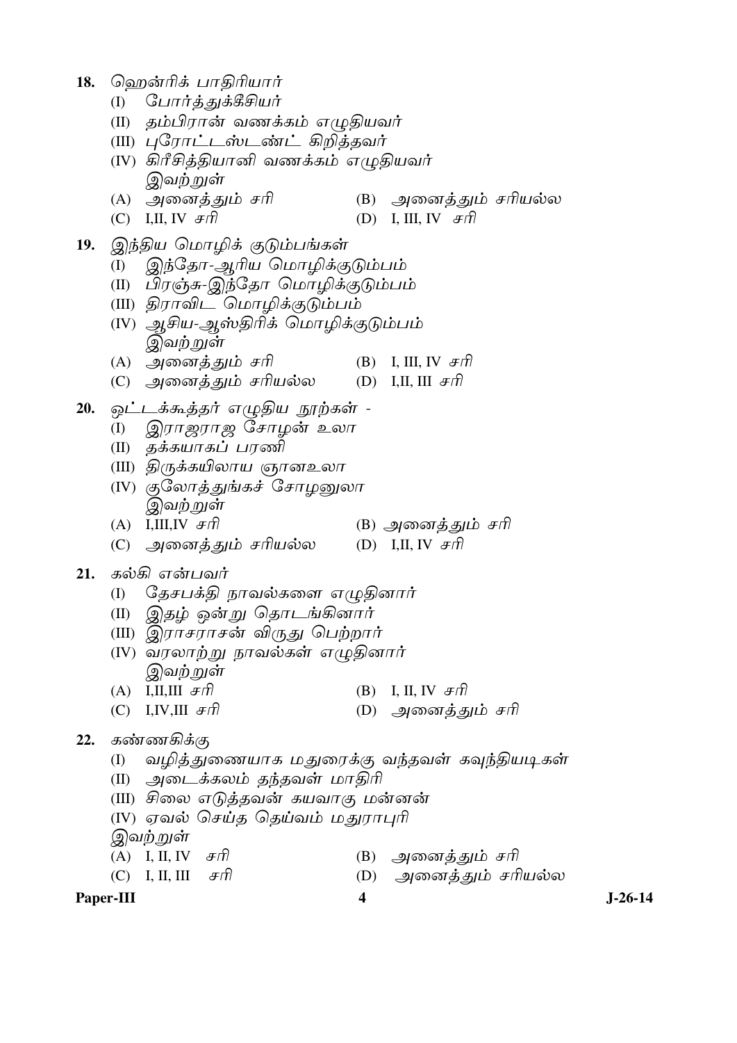18. ஹென்றிக் பாதிரியார்

    (I) போர்த்துக்கீசியர்

    (II) தம்பிரான் வணக்கம் எழுதியவர்

    (III) புரோட்டஸ்டண்ட் கிறித்தவர்

    (IV) கிரீசித்தியானி வணக்கம் எழுதியவர்

    இவற்றுள்

    (A) அனைத்தும் சரி (B) அனைத்தும் சரியல்ல

    (C) I,II, IV சரி (D) I, III, IV சரி

19. இந்திய மொழிக் குடும்பங்கள்

    (I) இந்தோ-ஆரிய மொழிக்குடும்பம்

    (II) பிரஞ்சு-இந்தோ மொழிக்குடும்பம்

    (III) திராவிட மொழிக்குடும்பம்

    (IV) ஆசிய-ஆஸ்திரிக் மொழிக்குடும்பம்

    இவற்றுள்

    (A) அனைத்தும் சரி (B) I, III, IV சரி

    (C) அனைத்தும் சரியல்ல (D) I,II, III சரி

20. ஒட்டக்கூத்தர் எழுதிய நூற்கள் -

    (I) இராஜராஜ சோழன் உலா

    (II) தக்கயாகப் பரணி

    (III) திருக்கயிலாய ஞானஉலா

    (IV) குலோத்துங்கச் சோழனுலா

    இவற்றுள்

    (A) I,III,IV சரி (B) அனைத்தும் சரி

    (C) அனைத்தும் சரியல்ல (D) I,II, IV சரி

21. கல்கி என்பவர்

    (I) தேசபக்தி நாவல்களை எழுதினார்

    (II) இதழ் ஒன்று தொடங்கினார்

    (III) இராசராசன் விருது பெற்றார்

    (IV) வரலாற்று நாவல்கள் எழுதினார்

    இவற்றுள்

    (A) I,II,III சரி (B) I, II, IV சரி

    (C) I,IV,III சரி (D) அனைத்தும் சரி

22. கண்ணகிக்கு

    (I) வழித்துணையாக மதுரைக்கு வந்தவள் கவுந்தியடிகள்

    (II) அடைக்கலம் தந்தவள் மாதிரி

    (III) சிலை எடுத்தவன் கயவாகு மன்னன்

    (IV) ஏவல் செய்த தெய்வம் மதுராபுரி

    இவற்றுள்

    (A) I, II, IV சரி (B) அனைத்தும் சரி

    (C) I, II, III சரி (D) அனைத்தும் சரியல்ல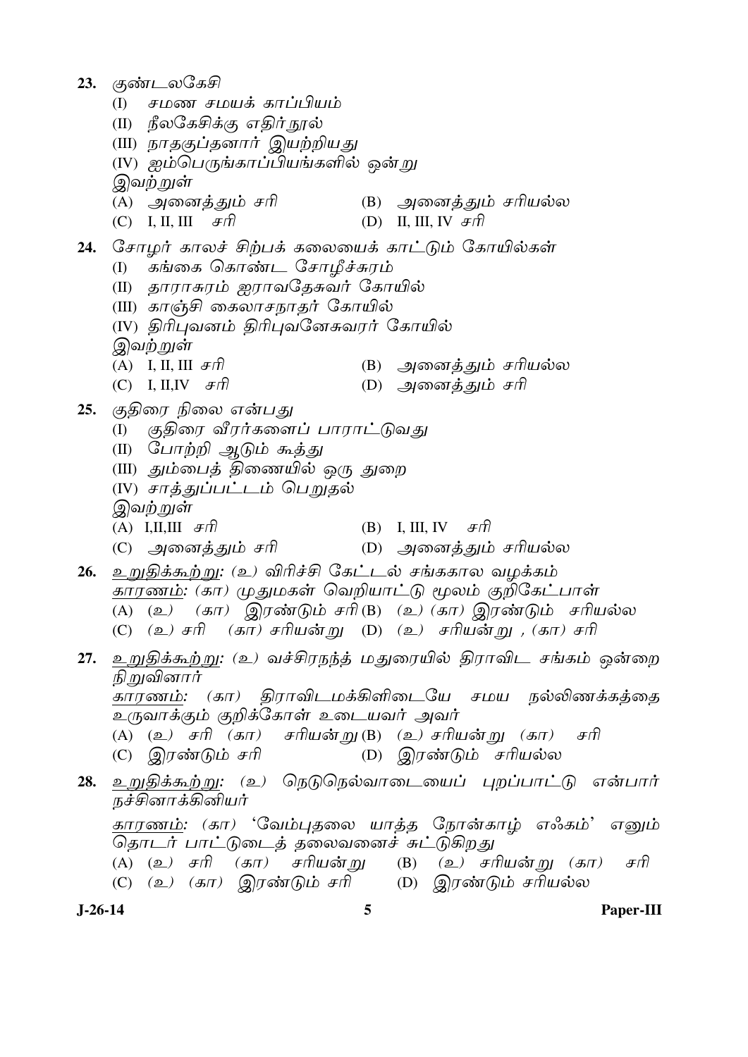23. குண்டலகேசி
    (I) சமண சமயக் காப்பியம்
    (II) நீலகேசிக்கு எதிர்நூல்
    (III) நாதகுப்தனார் இயற்றியது
    (IV) ஐம்பெருங்காப்பியங்களில் ஒன்று
    இவற்றுள்
    (A) அனைத்தும் சரி
    (B) அனைத்தும் சரியல்ல
    (C) I, II, III சரி
    (D) II, III, IV சரி

24. சோழர் காலச் சிற்பக் கலையைக் காட்டும் கோயில்கள்
    (I) கங்கை கொண்ட சோழீச்சுரம்
    (II) தாராசுரம் ஐராவதேசுவர் கோயில்
    (III) காஞ்சி கைலாசநாதர் கோயில்
    (IV) திரிபுவனம் திரிபுவனேசுவரர் கோயில்
    இவற்றுள்
    (A) I, II, III சரி
    (B) அனைத்தும் சரியல்ல
    (C) I, II,IV சரி
    (D) அனைத்தும் சரி

25. குதிரை நிலை என்பது
    (I) குதிரை வீரர்களைப் பாராட்டுவது
    (II) போற்றி ஆடும் கூத்து
    (III) தும்பைத் திணையில் ஒரு துறை
    (IV) சாத்துப்பட்டம் பெறுதல்
    இவற்றுள்
    (A) I,II,III சரி
    (B) I, III, IV சரி
    (C) அனைத்தும் சரி
    (D) அனைத்தும் சரியல்ல

26. <u>உறுதிக்கூற்று</u>: (உ) விரிச்சி கேட்டல் சங்ககால வழக்கம்
    <u>காரணம்</u>: (கா) முதுமகள் வெறியாட்டு மூலம் குறிகேட்பாள்
    (A) (உ) (கா) இரண்டும் சரி
    (B) (உ) (கா) இரண்டும் சரியல்ல
    (C) (உ) சரி (கா) சரியன்று
    (D) (உ) சரியன்று , (கா) சரி

27. <u>உறுதிக்கூற்று</u>: (உ) வச்சிரநந்த் மதுரையில் திராவிட சங்கம் ஒன்றை நிறுவினார்
    <u>காரணம்</u>: (கா) திராவிடமக்கிளிடையே சமய நல்லிணக்கத்தை உருவாக்கும் குறிக்கோள் உடையவர் அவர்
    (A) (உ) சரி (கா) சரியன்று
    (B) (உ) சரியன்று (கா) சரி
    (C) இரண்டும் சரி
    (D) இரண்டும் சரியல்ல

28. <u>உறுதிக்கூற்று</u>: (உ) நெடுநெல்வாடையைப் புறப்பாட்டு என்பார் நச்சினாக்கினியர்
    <u>காரணம்</u>: (கா) 'வேம்புதலை யாத்த நோன்காழ் எஃகம்' எனும் தொடர் பாட்டுடைத் தலைவனைச் சுட்டுகிறது
    (A) (உ) சரி (கா) சரியன்று
    (B) (உ) சரியன்று (கா) சரி
    (C) (உ) (கா) இரண்டும் சரி
    (D) இரண்டும் சரியல்ல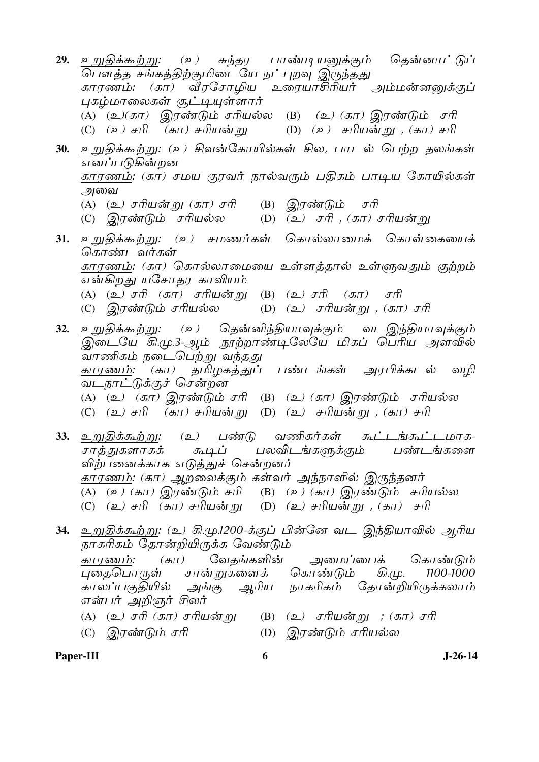29. <u>உறுதிக்கூற்று:</u> *(உ) சுந்தர பாண்டியனுக்கும் தென்னாட்டுப் பௌத்த சங்கத்திற்குமிடையே நட்புறவு இருந்தது*
   <u>காரணம்:</u> *(கா) வீரசோழிய உரையாசிரியர் அம்மன்னனுக்குப் புகழ்மாலைகள் சூட்டியுள்ளார்*
   (A) *(உ)(கா) இரண்டும் சரியல்ல* (B) *(உ) (கா) இரண்டும் சரி*
   (C) *(உ) சரி (கா) சரியன்று* (D) *(உ) சரியன்று , (கா) சரி*

30. <u>உறுதிக்கூற்று:</u> *(உ) சிவன்கோயில்கள் சில, பாடல் பெற்ற தலங்கள் எனப்படுகின்றன*
   <u>காரணம்:</u> *(கா) சமய குரவர் நால்வரும் பதிகம் பாடிய கோயில்கள் அவை*
   (A) *(உ) சரியன்று (கா) சரி* (B) *இரண்டும் சரி*
   (C) *இரண்டும் சரியல்ல* (D) *(உ) சரி , (கா) சரியன்று*

31. <u>உறுதிக்கூற்று:</u> *(உ) சமணர்கள் கொல்லாமைக் கொள்கையைக் கொண்டவர்கள்*
   <u>காரணம்:</u> *(கா) கொல்லாமையை உள்ளத்தால் உள்ளுவதும் குற்றம் என்கிறது யசோதர காவியம்*
   (A) *(உ) சரி (கா) சரியன்று* (B) *(உ) சரி (கா) சரி*
   (C) *இரண்டும் சரியல்ல* (D) *(உ) சரியன்று , (கா) சரி*

32. <u>உறுதிக்கூற்று:</u> *(உ) தென்னிந்தியாவுக்கும் வடஇந்தியாவுக்கும் இடையே கி.மு.3-ஆம் நூற்றாண்டிலேயே மிகப் பெரிய அளவில் வாணிகம் நடைபெற்று வந்தது*
   <u>காரணம்:</u> *(கா) தமிழகத்துப் பண்டங்கள் அரபிக்கடல் வழி வடநாட்டுக்குச் சென்றன*
   (A) *(உ) (கா) இரண்டும் சரி* (B) *(உ) (கா) இரண்டும் சரியல்ல*
   (C) *(உ) சரி (கா) சரியன்று* (D) *(உ) சரியன்று , (கா) சரி*

33. <u>உறுதிக்கூற்று:</u> *(உ) பண்டு வணிகர்கள் கூட்டங்கூட்டமாக-சாத்துகளாகக் கூடிப் பலவிடங்களுக்கும் பண்டங்களை விற்பனைக்காக எடுத்துச் சென்றனர்*
   <u>காரணம்:</u> *(கா) ஆறலைக்கும் கள்வர் அந்நாளில் இருந்தனர்*
   (A) *(உ) (கா) இரண்டும் சரி* (B) *(உ) (கா) இரண்டும் சரியல்ல*
   (C) *(உ) சரி (கா) சரியன்று* (D) *(உ) சரியன்று , (கா) சரி*

34. <u>உறுதிக்கூற்று:</u> *(உ) கி.மு.1200-க்குப் பின்னே வட இந்தியாவில் ஆரிய நாகரிகம் தோன்றியிருக்க வேண்டும்*
   <u>காரணம்:</u> *(கா) வேதங்களின் அமைப்பைக் கொண்டும் புதைபொருள் சான்றுகளைக் கொண்டும் கி.மு. 1100-1000 காலப்பகுதியில் அங்கு ஆரிய நாகரிகம் தோன்றியிருக்கலாம் என்பர் அறிஞர் சிலர்*
   (A) *(உ) சரி (கா) சரியன்று* (B) *(உ) சரியன்று ; (கா) சரி*
   (C) *இரண்டும் சரி* (D) *இரண்டும் சரியல்ல*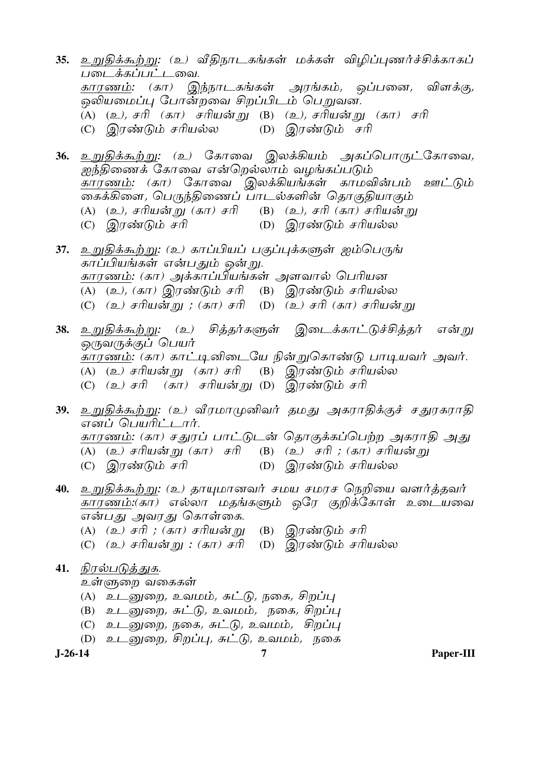35. <u>உறுதிக்கூற்று:</u> *(உ) வீதிநாடகங்கள் மக்கள் விழிப்புணர்ச்சிக்காகப் படைக்கப்பட்டவை.*
<u>காரணம்:</u> *(கா) இந்நாடகங்கள் அரங்கம், ஒப்பனை, விளக்கு, ஒலியமைப்பு போன்றவை சிறப்பிடம் பெறுவன.*
(A) *(உ), சரி (கா) சரியன்று* (B) *(உ), சரியன்று (கா) சரி*
(C) *இரண்டும் சரியல்ல* (D) *இரண்டும் சரி*

36. <u>உறுதிக்கூற்று:</u> *(உ) கோவை இலக்கியம் அகப்பொருட்கோவை, ஐந்திணைக் கோவை என்றெல்லாம் வழங்கப்படும்*
<u>காரணம்:</u> *(கா) கோவை இலக்கியங்கள் காமவின்பம் <u>ஊட்டும்</u> கைக்கிளை, பெருந்திணைப் பாடல்களின் தொகுதியாகும்*
(A) *(உ), சரியன்று (கா) சரி* (B) *(உ), சரி (கா) சரியன்று*
(C) *இரண்டும் சரி* (D) *இரண்டும் சரியல்ல*

37. <u>உறுதிக்கூற்று:</u> *(உ) காப்பியப் பகுப்புக்களுள் ஐம்பெருங் காப்பியங்கள் என்பதும் ஒன்று.*
<u>காரணம்:</u> *(கா) அக்காப்பியங்கள் அளவால் பெரியன*
(A) *(உ), (கா) இரண்டும் சரி* (B) *இரண்டும் சரியல்ல*
(C) *(உ) சரியன்று ; (கா) சரி* (D) *(உ) சரி (கா) சரியன்று*

38. <u>உறுதிக்கூற்று:</u> *(உ) சித்தர்களுள் இடைக்காட்டுச்சித்தர் என்று ஒருவருக்குப் பெயர்*
<u>காரணம்:</u> *(கா) காட்டினிடையே நின்றுகொண்டு பாடியவர் அவர்.*
(A) *(உ) சரியன்று (கா) சரி* (B) *இரண்டும் சரியல்ல*
(C) *(உ) சரி (கா) சரியன்று* (D) *இரண்டும் சரி*

39. <u>உறுதிக்கூற்று:</u> *(உ) வீரமாமுனிவர் தமது அகராதிக்குச் சதுரகராதி எனப் பெயரிட்டார்.*
<u>காரணம்:</u> *(கா) சதுரப் பாட்டுடன் தொகுக்கப்பெற்ற அகராதி அது*
(A) *(உ) சரியன்று (கா) சரி* (B) *(உ) சரி ; (கா) சரியன்று*
(C) *இரண்டும் சரி* (D) *இரண்டும் சரியல்ல*

40. <u>உறுதிக்கூற்று:</u> *(உ) தாயுமானவர் சமய சமரச நெறியை வளர்த்தவர்*
<u>காரணம்:</u>*(கா) எல்லா மதங்களும் ஒரே குறிக்கோள் உடையவை என்பது அவரது கொள்கை.*
(A) *(உ) சரி ; (கா) சரியன்று* (B) *இரண்டும் சரி*
(C) *(உ) சரியன்று : (கா) சரி* (D) *இரண்டும் சரியல்ல*

41. <u>நிரல்படுத்துக.</u>
*உள்ளுறை வகைகள்*
(A) *உடனுறை, உவமம், சுட்டு, நகை, சிறப்பு*
(B) *உடனுறை, சுட்டு, உவமம், நகை, சிறப்பு*
(C) *உடனுறை, நகை, சுட்டு, உவமம், சிறப்பு*
(D) *உடனுறை, சிறப்பு, சுட்டு, உவமம், நகை*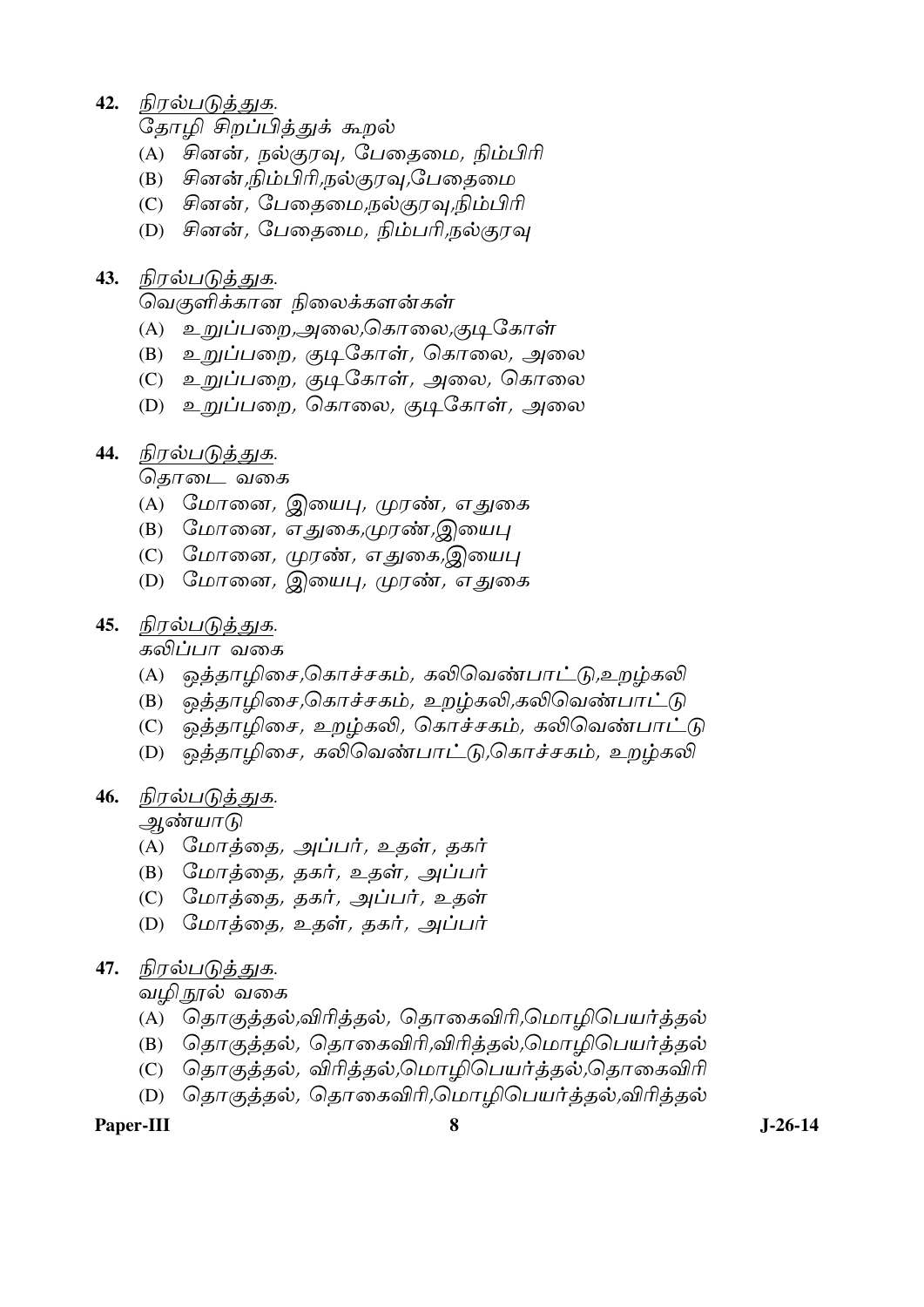42. நிரல்படுத்துக.

தோழி சிறப்பித்துக் கூறல்

(A) சினன், நல்குரவு, பேதைமை, நிம்பிரி
(B) சினன்,நிம்பிரி,நல்குரவு,பேதைமை
(C) சினன், பேதைமை,நல்குரவு,நிம்பிரி
(D) சினன், பேதைமை, நிம்பரி,நல்குரவு

43. நிரல்படுத்துக.

வெகுளிக்கான நிலைக்களன்கள்

(A) உறுப்பறை,அலை,கொலை,குடிகோள்
(B) உறுப்பறை, குடிகோள், கொலை, அலை
(C) உறுப்பறை, குடிகோள், அலை, கொலை
(D) உறுப்பறை, கொலை, குடிகோள், அலை

44. நிரல்படுத்துக.

தொடை வகை

(A) மோனை, இயைபு, முரண், எதுகை
(B) மோனை, எதுகை,முரண்,இயைபு
(C) மோனை, முரண், எதுகை,இயைபு
(D) மோனை, இயைபு, முரண், எதுகை

45. நிரல்படுத்துக.

கலிப்பா வகை

(A) ஒத்தாழிசை,கொச்சகம், கலிவெண்பாட்டு,உறழ்கலி
(B) ஒத்தாழிசை,கொச்சகம், உறழ்கலி,கலிவெண்பாட்டு
(C) ஒத்தாழிசை, உறழ்கலி, கொச்சகம், கலிவெண்பாட்டு
(D) ஒத்தாழிசை, கலிவெண்பாட்டு,கொச்சகம், உறழ்கலி

46. நிரல்படுத்துக.

ஆண்யாடு

(A) மோத்தை, அப்பர், உதள், தகர்
(B) மோத்தை, தகர், உதள், அப்பர்
(C) மோத்தை, தகர், அப்பர், உதள்
(D) மோத்தை, உதள், தகர், அப்பர்

47. நிரல்படுத்துக.

வழிநூல் வகை

(A) தொகுத்தல்,விரித்தல், தொகைவிரி,மொழிபெயர்த்தல்
(B) தொகுத்தல், தொகைவிரி,விரித்தல்,மொழிபெயர்த்தல்
(C) தொகுத்தல், விரித்தல்,மொழிபெயர்த்தல்,தொகைவிரி
(D) தொகுத்தல், தொகைவிரி,மொழிபெயர்த்தல்,விரித்தல்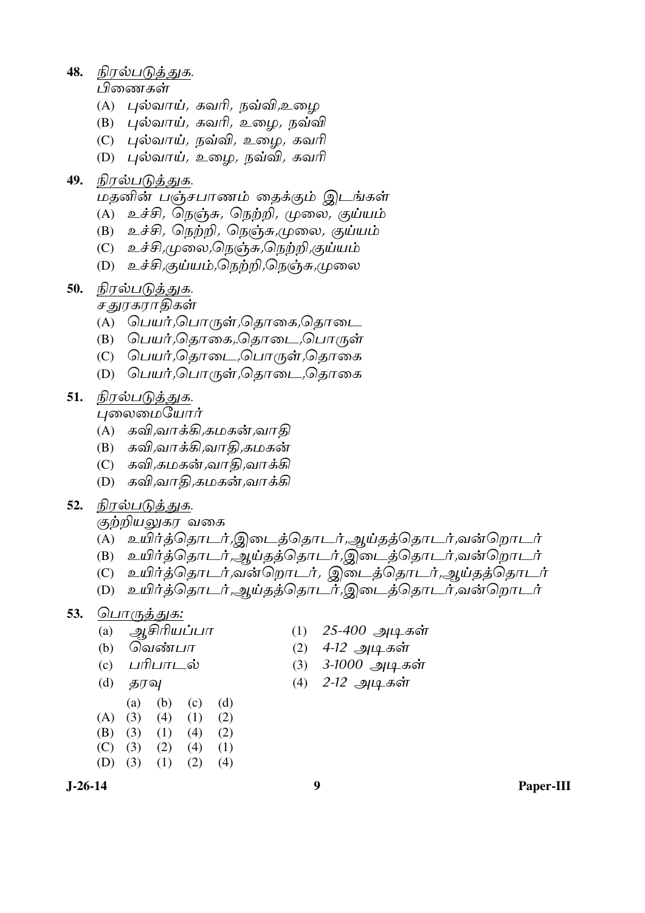48. <u>நிரல்படுத்துக.</u>
பிணைகள்
(A) புல்வாய், கவரி, நவ்வி,உழை
(B) புல்வாய், கவரி, உழை, நவ்வி
(C) புல்வாய், நவ்வி, உழை, கவரி
(D) புல்வாய், உழை, நவ்வி, கவரி

49. <u>நிரல்படுத்துக.</u>
மதனின் பஞ்சபாணம் தைக்கும் இடங்கள்
(A) உச்சி, நெஞ்சு, நெற்றி, முலை, குய்யம்
(B) உச்சி, நெற்றி, நெஞ்சு,முலை, குய்யம்
(C) உச்சி,முலை,நெஞ்சு,நெற்றி,குய்யம்
(D) உச்சி,குய்யம்,நெற்றி,நெஞ்சு,முலை

50. <u>நிரல்படுத்துக.</u>
சதுரகராதிகள்
(A) பெயர்,பொருள்,தொகை,தொடை
(B) பெயர்,தொகை,.தொடை,பொருள்
(C) பெயர்,தொடை,பொருள்,தொகை
(D) பெயர்,பொருள்,தொடை,தொகை

51. <u>நிரல்படுத்துக.</u>
புலைமையோர்
(A) கவி,வாக்கி,கமகன்,வாதி
(B) கவி,வாக்கி,வாதி,கமகன்
(C) கவி,கமகன்,வாதி,வாக்கி
(D) கவி,வாதி,கமகன்,வாக்கி

52. <u>நிரல்படுத்துக.</u>
குற்றியலுகர வகை
(A) உயிர்த்தொடர்,இடைத்தொடர்,ஆய்தத்தொடர்,வன்றொடர்
(B) உயிர்த்தொடர்,ஆய்தத்தொடர்,இடைத்தொடர்,வன்றொடர்
(C) உயிர்த்தொடர்,வன்றொடர், இடைத்தொடர்,ஆய்தத்தொடர்
(D) உயிர்த்தொடர்,ஆய்தத்தொடர்,இடைத்தொடர்,வன்றொடர்

53. <u>பொருத்துக:</u>

(a) ஆசிரியப்பா — (1) 25-400 அடிகள்
(b) வெண்பா — (2) 4-12 அடிகள்
(c) பரிபாடல் — (3) 3-1000 அடிகள்
(d) தரவு — (4) 2-12 அடிகள்

| | (a) | (b) | (c) | (d) |
|---|---|---|---|---|
| (A) | (3) | (4) | (1) | (2) |
| (B) | (3) | (1) | (4) | (2) |
| (C) | (3) | (2) | (4) | (1) |
| (D) | (3) | (1) | (2) | (4) |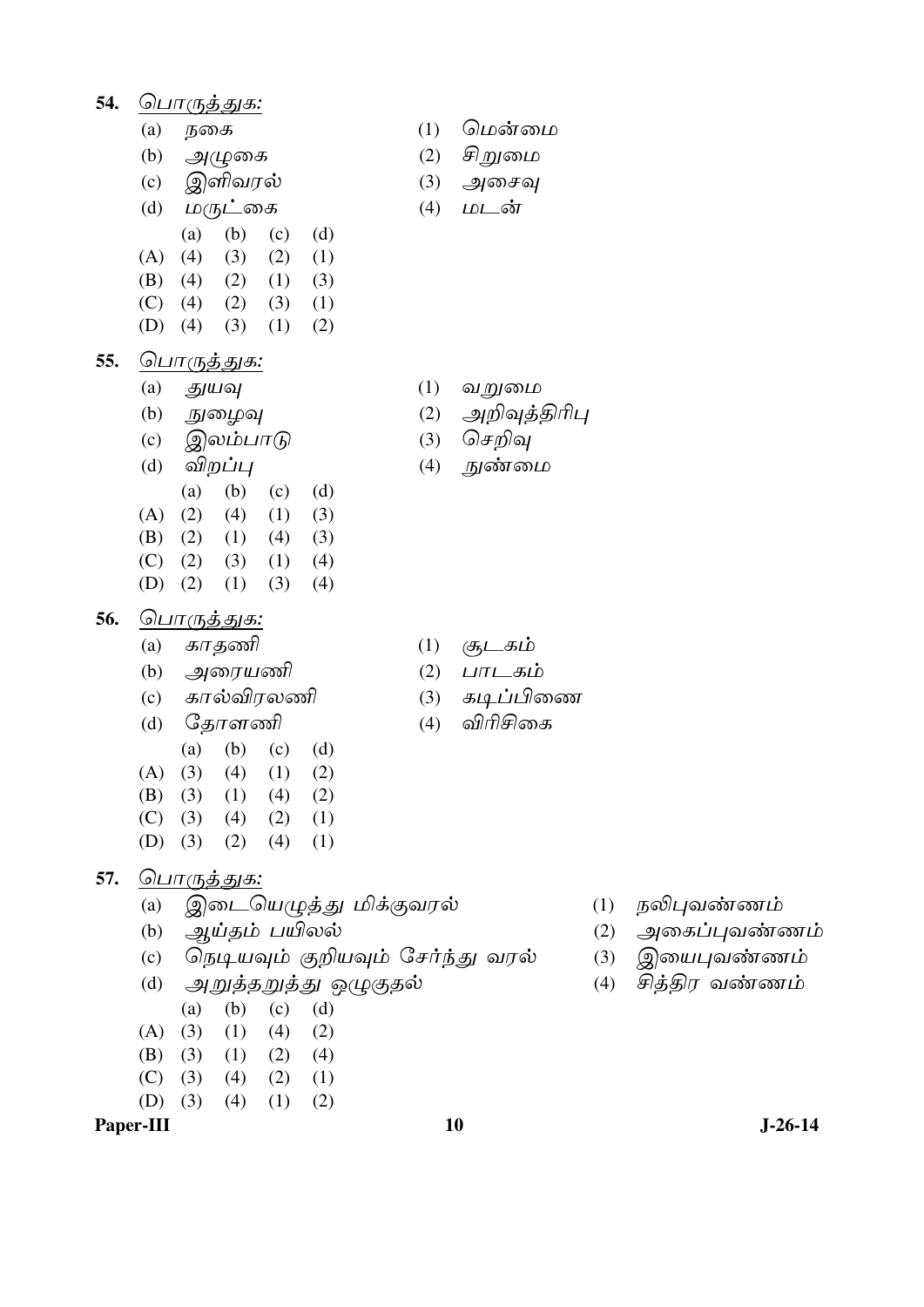**54.** பொருத்துக:

| | | | |
|---|---|---|---|
| (a) | நகை | (1) | மென்மை |
| (b) | அழுகை | (2) | சிறுமை |
| (c) | இளிவரல் | (3) | அசைவு |
| (d) | மருட்கை | (4) | மடன் |

| | (a) | (b) | (c) | (d) |
|---|---|---|---|---|
| (A) | (4) | (3) | (2) | (1) |
| (B) | (4) | (2) | (1) | (3) |
| (C) | (4) | (2) | (3) | (1) |
| (D) | (4) | (3) | (1) | (2) |

**55.** பொருத்துக:

| | | | |
|---|---|---|---|
| (a) | துயவு | (1) | வறுமை |
| (b) | நுழைவு | (2) | அறிவுத்திரிபு |
| (c) | இலம்பாடு | (3) | செறிவு |
| (d) | விறப்பு | (4) | நுண்மை |

| | (a) | (b) | (c) | (d) |
|---|---|---|---|---|
| (A) | (2) | (4) | (1) | (3) |
| (B) | (2) | (1) | (4) | (3) |
| (C) | (2) | (3) | (1) | (4) |
| (D) | (2) | (1) | (3) | (4) |

**56.** பொருத்துக:

| | | | |
|---|---|---|---|
| (a) | காதணி | (1) | சூடகம் |
| (b) | அரையணி | (2) | பாடகம் |
| (c) | கால்விரலணி | (3) | கடிப்பிணை |
| (d) | தோளணி | (4) | விரிசிகை |

| | (a) | (b) | (c) | (d) |
|---|---|---|---|---|
| (A) | (3) | (4) | (1) | (2) |
| (B) | (3) | (1) | (4) | (2) |
| (C) | (3) | (4) | (2) | (1) |
| (D) | (3) | (2) | (4) | (1) |

**57.** பொருத்துக:

| | | | |
|---|---|---|---|
| (a) | இடையெழுத்து மிக்குவரல் | (1) | நலிபுவண்ணம் |
| (b) | ஆய்தம் பயிலல் | (2) | அகைப்புவண்ணம் |
| (c) | நெடியவும் குறியவும் சேர்ந்து வரல் | (3) | இயைபுவண்ணம் |
| (d) | அறுத்தறுத்து ஒழுகுதல் | (4) | சித்திர வண்ணம் |

| | (a) | (b) | (c) | (d) |
|---|---|---|---|---|
| (A) | (3) | (1) | (4) | (2) |
| (B) | (3) | (1) | (2) | (4) |
| (C) | (3) | (4) | (2) | (1) |
| (D) | (3) | (4) | (1) | (2) |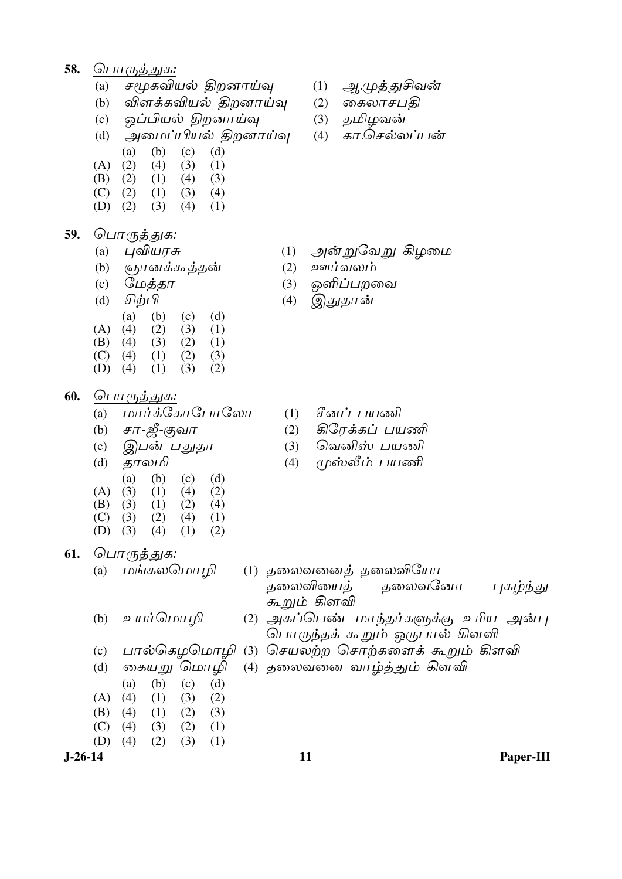**58.** பொருத்துக:

(a) சமூகவியல் திறனாய்வு (1) ஆ.முத்துசிவன்

(b) விளக்கவியல் திறனாய்வு (2) கைலாசபதி

(c) ஒப்பியல் திறனாய்வு (3) தமிழவன்

(d) அமைப்பியல் திறனாய்வு (4) கா.செல்லப்பன்

| | (a) | (b) | (c) | (d) |
|---|---|---|---|---|
| (A) | (2) | (4) | (3) | (1) |
| (B) | (2) | (1) | (4) | (3) |
| (C) | (2) | (1) | (3) | (4) |
| (D) | (2) | (3) | (4) | (1) |

**59.** பொருத்துக:

(a) புவியரசு (1) அன்றுவேறு கிழமை

(b) ஞானக்கூத்தன் (2) ஊர்வலம்

(c) மேத்தா (3) ஒளிப்பறவை

(d) சிற்பி (4) இதுதான்

| | (a) | (b) | (c) | (d) |
|---|---|---|---|---|
| (A) | (4) | (2) | (3) | (1) |
| (B) | (4) | (3) | (2) | (1) |
| (C) | (4) | (1) | (2) | (3) |
| (D) | (4) | (1) | (3) | (2) |

**60.** பொருத்துக:

(a) மார்க்கோபோலோ (1) சீனப் பயணி

(b) சா-ஜீ-குவா (2) கிரேக்கப் பயணி

(c) இபன் பதுதா (3) வெனிஸ் பயணி

(d) தாலமி (4) முஸ்லீம் பயணி

| | (a) | (b) | (c) | (d) |
|---|---|---|---|---|
| (A) | (3) | (1) | (4) | (2) |
| (B) | (3) | (1) | (2) | (4) |
| (C) | (3) | (2) | (4) | (1) |
| (D) | (3) | (4) | (1) | (2) |

**61.** பொருத்துக:

(a) மங்கலமொழி (1) தலைவனைத் தலைவியோ தலைவியைத் தலைவனோ புகழ்ந்து கூறும் கிளவி

(b) உயர்மொழி (2) அகப்பெண் மாந்தர்களுக்கு உரிய அன்பு பொருந்தக் கூறும் ஒருபால் கிளவி

(c) பால்கெழமொழி (3) செயலற்ற சொற்களைக் கூறும் கிளவி

(d) கையறு மொழி (4) தலைவனை வாழ்த்தும் கிளவி

| | (a) | (b) | (c) | (d) |
|---|---|---|---|---|
| (A) | (4) | (1) | (3) | (2) |
| (B) | (4) | (1) | (2) | (3) |
| (C) | (4) | (3) | (2) | (1) |
| (D) | (4) | (2) | (3) | (1) |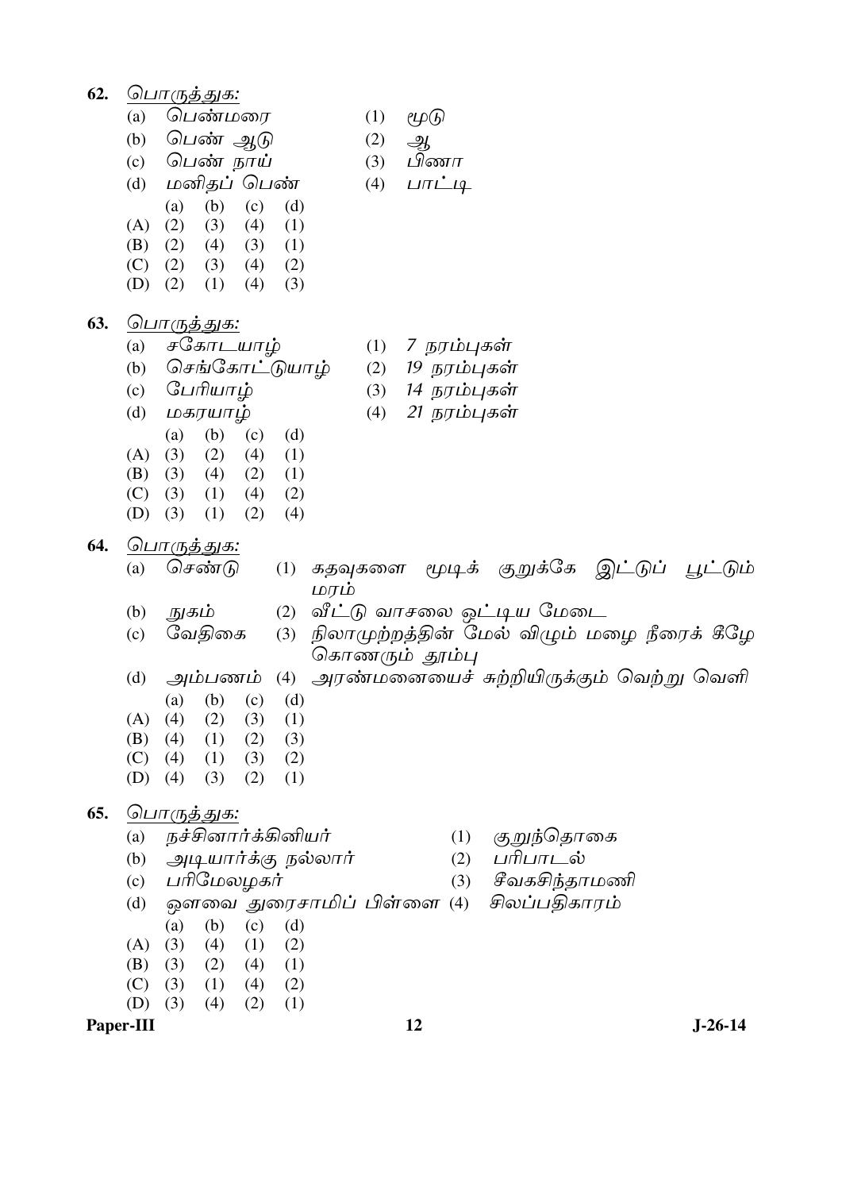**62.** பொருத்துக:

(a) பெண்மரை (1) மூடு

(b) பெண் ஆடு (2) ஆ

(c) பெண் நாய் (3) பிணா

(d) மனிதப் பெண் (4) பாட்டி

| | (a) | (b) | (c) | (d) |
|---|---|---|---|---|
| (A) | (2) | (3) | (4) | (1) |
| (B) | (2) | (4) | (3) | (1) |
| (C) | (2) | (3) | (4) | (2) |
| (D) | (2) | (1) | (4) | (3) |

**63.** பொருத்துக:

(a) சகோடயாழ் (1) 7 நரம்புகள்

(b) செங்கோட்டுயாழ் (2) 19 நரம்புகள்

(c) பேரியாழ் (3) 14 நரம்புகள்

(d) மகரயாழ் (4) 21 நரம்புகள்

| | (a) | (b) | (c) | (d) |
|---|---|---|---|---|
| (A) | (3) | (2) | (4) | (1) |
| (B) | (3) | (4) | (2) | (1) |
| (C) | (3) | (1) | (4) | (2) |
| (D) | (3) | (1) | (2) | (4) |

**64.** பொருத்துக:

(a) செண்டு (1) கதவுகளை மூடிக் குறுக்கே இட்டுப் பூட்டும் மரம்

(b) நுகம் (2) வீட்டு வாசலை ஒட்டிய மேடை

(c) வேதிகை (3) நிலாமுற்றத்தின் மேல் விழும் மழை நீரைக் கீழே கொணரும் தூம்பு

(d) அம்பணம் (4) அரண்மனையைச் சுற்றியிருக்கும் வெற்று வெளி

| | (a) | (b) | (c) | (d) |
|---|---|---|---|---|
| (A) | (4) | (2) | (3) | (1) |
| (B) | (4) | (1) | (2) | (3) |
| (C) | (4) | (1) | (3) | (2) |
| (D) | (4) | (3) | (2) | (1) |

**65.** பொருத்துக:

(a) நச்சினார்க்கினியர் (1) குறுந்தொகை

(b) அடியார்க்கு நல்லார் (2) பரிபாடல்

(c) பரிமேலழகர் (3) சீவகசிந்தாமணி

(d) ஔவை துரைசாமிப் பிள்ளை (4) சிலப்பதிகாரம்

| | (a) | (b) | (c) | (d) |
|---|---|---|---|---|
| (A) | (3) | (4) | (1) | (2) |
| (B) | (3) | (2) | (4) | (1) |
| (C) | (3) | (1) | (4) | (2) |
| (D) | (3) | (4) | (2) | (1) |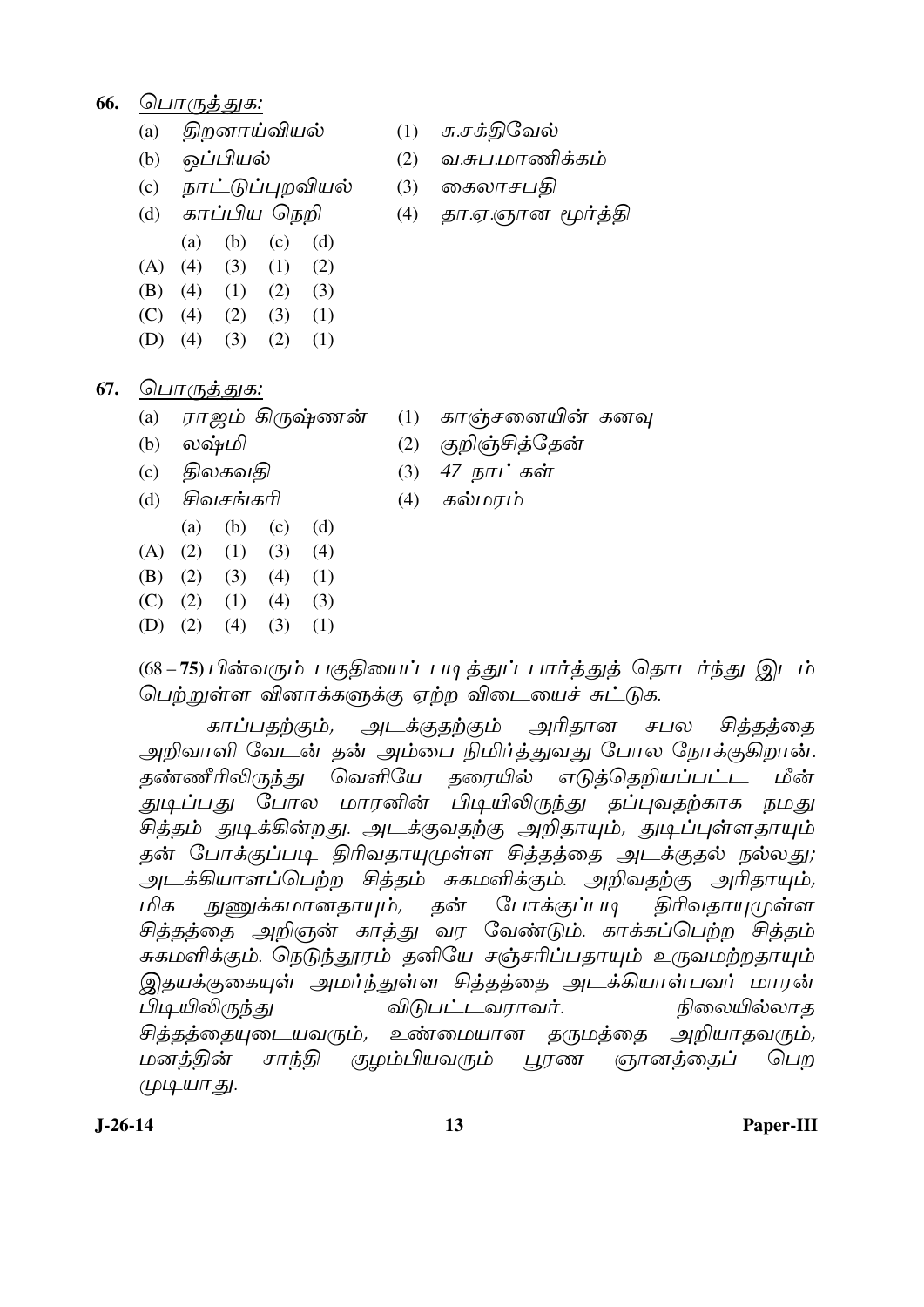**66.** பொருத்துக:

(a) திறனாய்வியல் (1) சு.சக்திவேல்

(b) ஒப்பியல் (2) வ.சுப.மாணிக்கம்

(c) நாட்டுப்புறவியல் (3) கைலாசபதி

(d) காப்பிய நெறி (4) தா.ஏ.ஞான மூர்த்தி

| | (a) | (b) | (c) | (d) |
|---|---|---|---|---|
| (A) | (4) | (3) | (1) | (2) |
| (B) | (4) | (1) | (2) | (3) |
| (C) | (4) | (2) | (3) | (1) |
| (D) | (4) | (3) | (2) | (1) |

**67.** பொருத்துக:

(a) ராஜம் கிருஷ்ணன் (1) காஞ்சனையின் கனவு

(b) லஷ்மி (2) குறிஞ்சித்தேன்

(c) திலகவதி (3) 47 நாட்கள்

(d) சிவசங்கரி (4) கல்மரம்

| | (a) | (b) | (c) | (d) |
|---|---|---|---|---|
| (A) | (2) | (1) | (3) | (4) |
| (B) | (2) | (3) | (4) | (1) |
| (C) | (2) | (1) | (4) | (3) |
| (D) | (2) | (4) | (3) | (1) |

**(68 – 75)** பின்வரும் பகுதியைப் படித்துப் பார்த்துத் தொடர்ந்து இடம் பெற்றுள்ள வினாக்களுக்கு ஏற்ற விடையைச் சுட்டுக.

காப்பதற்கும், அடக்குதற்கும் அரிதான சபல சித்தத்தை அறிவாளி வேடன் தன் அம்பை நிமிர்த்துவது போல நோக்குகிறான். தண்ணீரிலிருந்து வெளியே தரையில் எடுத்தெறியப்பட்ட மீன் துடிப்பது போல மாரனின் பிடியிலிருந்து தப்புவதற்காக நமது சித்தம் துடிக்கின்றது. அடக்குவதற்கு அறிதாயும், துடிப்புள்ளதாயும் தன் போக்குப்படி திரிவதாயுமுள்ள சித்தத்தை அடக்குதல் நல்லது; அடக்கியாளப்பெற்ற சித்தம் சுகமளிக்கும். அறிவதற்கு அரிதாயும், மிக நுணுக்கமானதாயும், தன் போக்குப்படி திரிவதாயுமுள்ள சித்தத்தை அறிஞன் காத்து வர வேண்டும். காக்கப்பெற்ற சித்தம் சுகமளிக்கும். நெடுந்தூரம் தனியே சஞ்சரிப்பதாயும் உருவமற்றதாயும் இதயக்குகையுள் அமர்ந்துள்ள சித்தத்தை அடக்கியாள்பவர் மாரன் பிடியிலிருந்து விடுபட்டவராவர். நிலையில்லாத சித்தத்தையுடையவரும், உண்மையான தருமத்தை அறியாதவரும், மனத்தின் சாந்தி குழம்பியவரும் பூரண ஞானத்தைப் பெற முடியாது.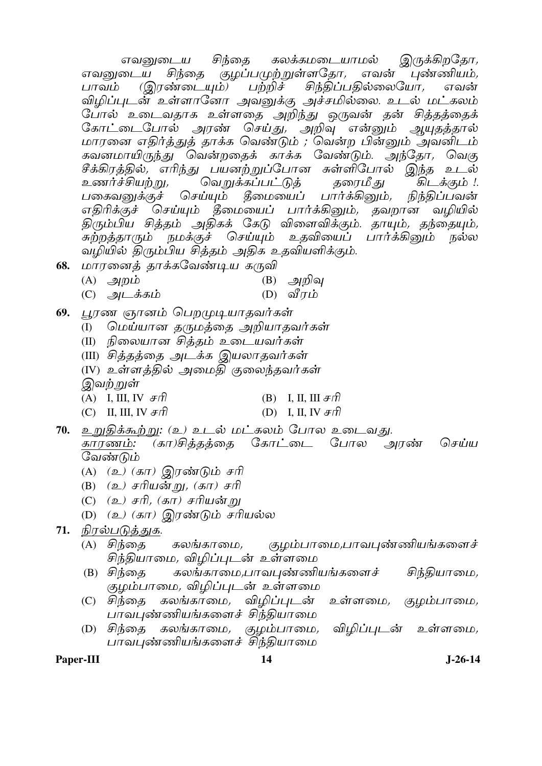எவனுடைய சிந்தை கலக்கமடையாமல் இருக்கிறதோ, எவனுடைய சிந்தை குழப்பமுற்றுள்ளதோ, எவன் புண்ணியம், பாவம் (இரண்டையும்) பற்றிச் சிந்திப்பதில்லையோ, எவன் விழிப்புடன் உள்ளானோ அவனுக்கு அச்சமில்லை. உடல் மட்கலம் போல் உடைவதாக உள்ளதை அறிந்து ஒருவன் தன் சித்தத்தைக் கோட்டைபோல் அரண் செய்து, அறிவு என்னும் ஆயுதத்தால் மாரனை எதிர்த்துத் தாக்க வெண்டும் ; வென்ற பின்னும் அவனிடம் கவனமாயிருந்து வென்றதைக் காக்க வேண்டும். அந்தோ, வெகு சீக்கிரத்தில், எரிந்து பயனற்றுப்போன சுள்ளிபோல் இந்த உடல் உணர்ச்சியற்று, வெறுக்கப்பட்டுத் தரைமீது கிடக்கும் !. பகைவனுக்குச் செய்யும் தீமையைப் பார்க்கினும், நிந்திப்பவன் எதிரிக்குச் செய்யும் தீமையைப் பார்க்கினும், தவறான வழியில் திரும்பிய சித்தம் அதிகக் கேடு விளைவிக்கும். தாயும், தந்தையும், சுற்றத்தாரும் நமக்குச் செய்யும் உதவியைப் பார்க்கினும் நல்ல வழியில் திரும்பிய சித்தம் அதிக உதவியளிக்கும்.

**68.** மாரனைத் தாக்கவேண்டிய கருவி

(A) அறம்
(B) அறிவு
(C) அடக்கம்
(D) வீரம்

**69.** பூரண ஞானம் பெறமுடியாதவர்கள்

(I) மெய்யான தருமத்தை அறியாதவர்கள்
(II) நிலையான சித்தம் உடையவர்கள்
(III) சித்தத்தை அடக்க இயலாதவர்கள்
(IV) உள்ளத்தில் அமைதி குலைந்தவர்கள்

இவற்றுள்

(A) I, III, IV சரி
(B) I, II, III சரி
(C) II, III, IV சரி
(D) I, II, IV சரி

**70.** <u>உறுதிக்கூற்று</u>: (உ) உடல் மட்கலம் போல உடைவது.
<u>காரணம்:</u> (கா)சித்தத்தை கோட்டை போல அரண் செய்ய வேண்டும்

(A) (உ) (கா) இரண்டும் சரி
(B) (உ) சரியன்று, (கா) சரி
(C) (உ) சரி, (கா) சரியன்று
(D) (உ) (கா) இரண்டும் சரியல்ல

**71.** <u>நிரல்படுத்துக.</u>

(A) சிந்தை கலங்காமை, குழம்பாமை,பாவபுண்ணியங்களைச் சிந்தியாமை, விழிப்புடன் உள்ளமை
(B) சிந்தை கலங்காமை,பாவபுண்ணியங்களைச் சிந்தியாமை, குழம்பாமை, விழிப்புடன் உள்ளமை
(C) சிந்தை கலங்காமை, விழிப்புடன் உள்ளமை, குழம்பாமை, பாவபுண்ணியங்களைச் சிந்தியாமை
(D) சிந்தை கலங்காமை, குழம்பாமை, விழிப்புடன் உள்ளமை, பாவபுண்ணியங்களைச் சிந்தியாமை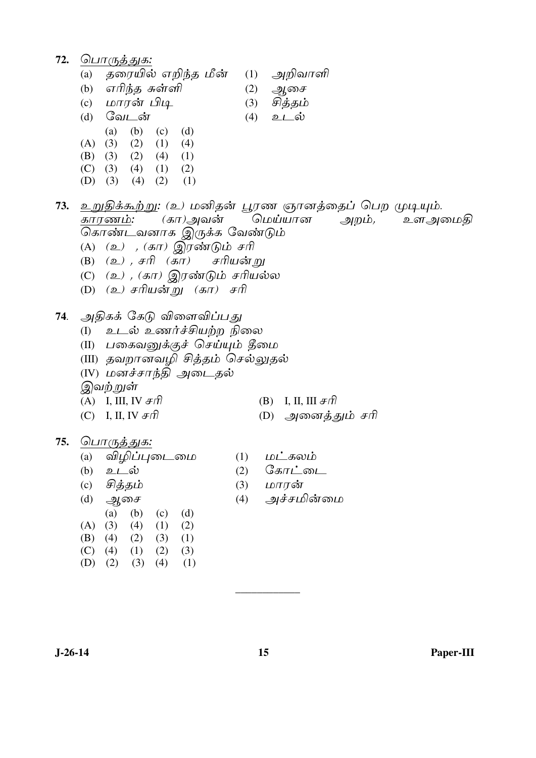72. பொருத்துக:

(a) தரையில் எறிந்த மீன் (1) அறிவாளி

(b) எரிந்த சுள்ளி (2) ஆசை

(c) மாரன் பிடி (3) சித்தம்

(d) வேடன் (4) உடல்

| | (a) | (b) | (c) | (d) |
|---|---|---|---|---|
| (A) | (3) | (2) | (1) | (4) |
| (B) | (3) | (2) | (4) | (1) |
| (C) | (3) | (4) | (1) | (2) |
| (D) | (3) | (4) | (2) | (1) |

73. உறுதிக்கூற்று: (உ) மனிதன் பூரண ஞானத்தைப் பெற முடியும்.
காரணம்: (கா)அவன் மெய்யான அறம், உளஅமைதி கொண்டவனாக இருக்க வேண்டும்

(A) (உ) , (கா) இரண்டும் சரி

(B) (உ) , சரி (கா) சரியன்று

(C) (உ) , (கா) இரண்டும் சரியல்ல

(D) (உ) சரியன்று (கா) சரி

74. அதிகக் கேடு விளைவிப்பது

(I) உடல் உணர்ச்சியற்ற நிலை

(II) பகைவனுக்குச் செய்யும் தீமை

(III) தவறானவழி சித்தம் செல்லுதல்

(IV) மனச்சாந்தி அடைதல்

இவற்றுள்

(A) I, III, IV சரி (B) I, II, III சரி

(C) I, II, IV சரி (D) அனைத்தும் சரி

75. பொருத்துக:

(a) விழிப்புடைமை (1) மட்கலம்

(b) உடல் (2) கோட்டை

(c) சித்தம் (3) மாரன்

(d) ஆசை (4) அச்சமின்மை

| | (a) | (b) | (c) | (d) |
|---|---|---|---|---|
| (A) | (3) | (4) | (1) | (2) |
| (B) | (4) | (2) | (3) | (1) |
| (C) | (4) | (1) | (2) | (3) |
| (D) | (2) | (3) | (4) | (1) |

---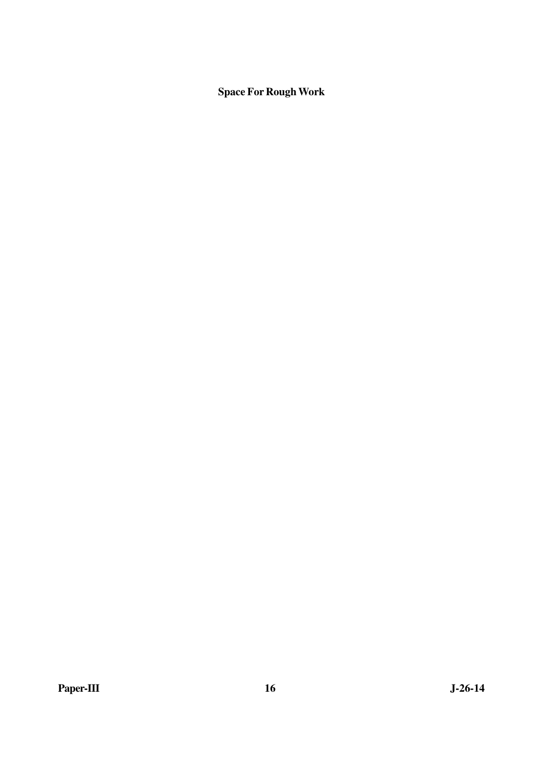**Space For Rough Work**